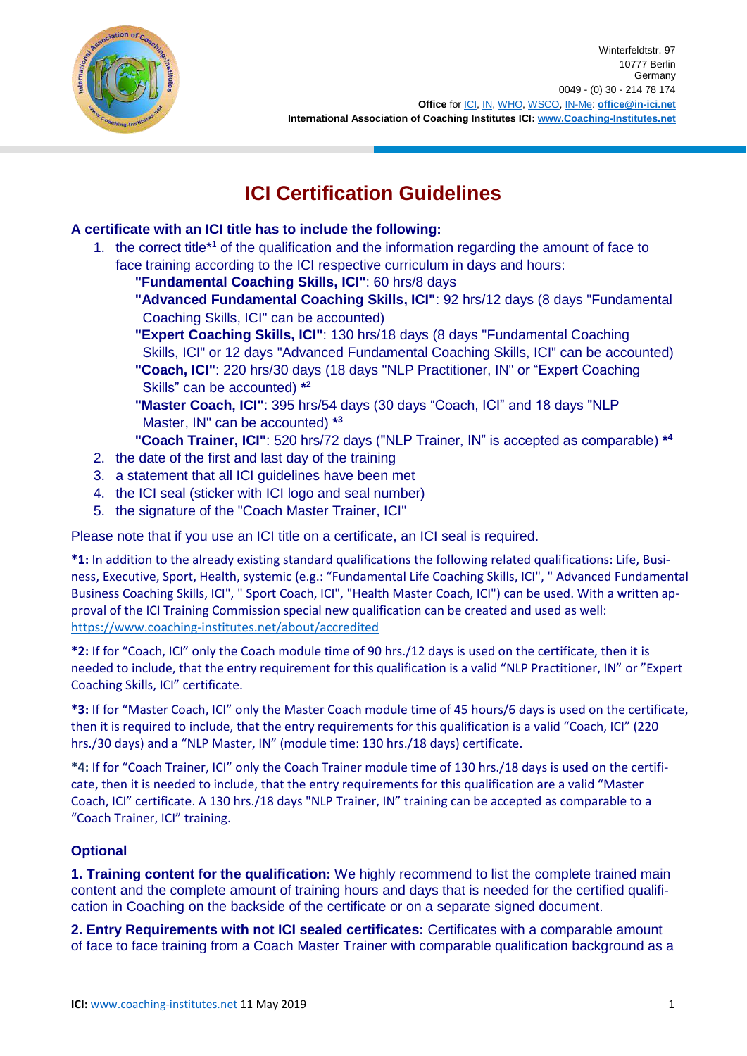Winterfeldtstr. 97
10777 Berlin
Germany
0049 - (0) 30 - 214 78 174
**Office** for ICI, IN, WHO, WSCO, IN-Me: **office@in-ici.net**
**International Association of Coaching Institutes ICI: www.Coaching-Institutes.net**

# ICI Certification Guidelines

**A certificate with an ICI title has to include the following:**

1. the correct title*[1] of the qualification and the information regarding the amount of face to face training according to the ICI respective curriculum in days and hours:
   **"Fundamental Coaching Skills, ICI"**: 60 hrs/8 days
   **"Advanced Fundamental Coaching Skills, ICI"**: 92 hrs/12 days (8 days "Fundamental Coaching Skills, ICI" can be accounted)
   **"Expert Coaching Skills, ICI"**: 130 hrs/18 days (8 days "Fundamental Coaching Skills, ICI" or 12 days "Advanced Fundamental Coaching Skills, ICI" can be accounted)
   **"Coach, ICI"**: 220 hrs/30 days (18 days "NLP Practitioner, IN" or "Expert Coaching Skills" can be accounted) ***[2]**
   **"Master Coach, ICI"**: 395 hrs/54 days (30 days "Coach, ICI" and 18 days "NLP Master, IN" can be accounted) ***[3]**
   **"Coach Trainer, ICI"**: 520 hrs/72 days ("NLP Trainer, IN" is accepted as comparable) ***[4]**
2. the date of the first and last day of the training
3. a statement that all ICI guidelines have been met
4. the ICI seal (sticker with ICI logo and seal number)
5. the signature of the "Coach Master Trainer, ICI"

Please note that if you use an ICI title on a certificate, an ICI seal is required.

***1:** In addition to the already existing standard qualifications the following related qualifications: Life, Business, Executive, Sport, Health, systemic (e.g.: "Fundamental Life Coaching Skills, ICI", " Advanced Fundamental Business Coaching Skills, ICI", " Sport Coach, ICI", "Health Master Coach, ICI") can be used. With a written approval of the ICI Training Commission special new qualification can be created and used as well: https://www.coaching-institutes.net/about/accredited

***2:** If for "Coach, ICI" only the Coach module time of 90 hrs./12 days is used on the certificate, then it is needed to include, that the entry requirement for this qualification is a valid "NLP Practitioner, IN" or "Expert Coaching Skills, ICI" certificate.

***3:** If for "Master Coach, ICI" only the Master Coach module time of 45 hours/6 days is used on the certificate, then it is required to include, that the entry requirements for this qualification is a valid "Coach, ICI" (220 hrs./30 days) and a "NLP Master, IN" (module time: 130 hrs./18 days) certificate.

***4:** If for "Coach Trainer, ICI" only the Coach Trainer module time of 130 hrs./18 days is used on the certificate, then it is needed to include, that the entry requirements for this qualification are a valid "Master Coach, ICI" certificate. A 130 hrs./18 days "NLP Trainer, IN" training can be accepted as comparable to a "Coach Trainer, ICI" training.

### Optional

**1. Training content for the qualification:** We highly recommend to list the complete trained main content and the complete amount of training hours and days that is needed for the certified qualification in Coaching on the backside of the certificate or on a separate signed document.

**2. Entry Requirements with not ICI sealed certificates:** Certificates with a comparable amount of face to face training from a Coach Master Trainer with comparable qualification background as a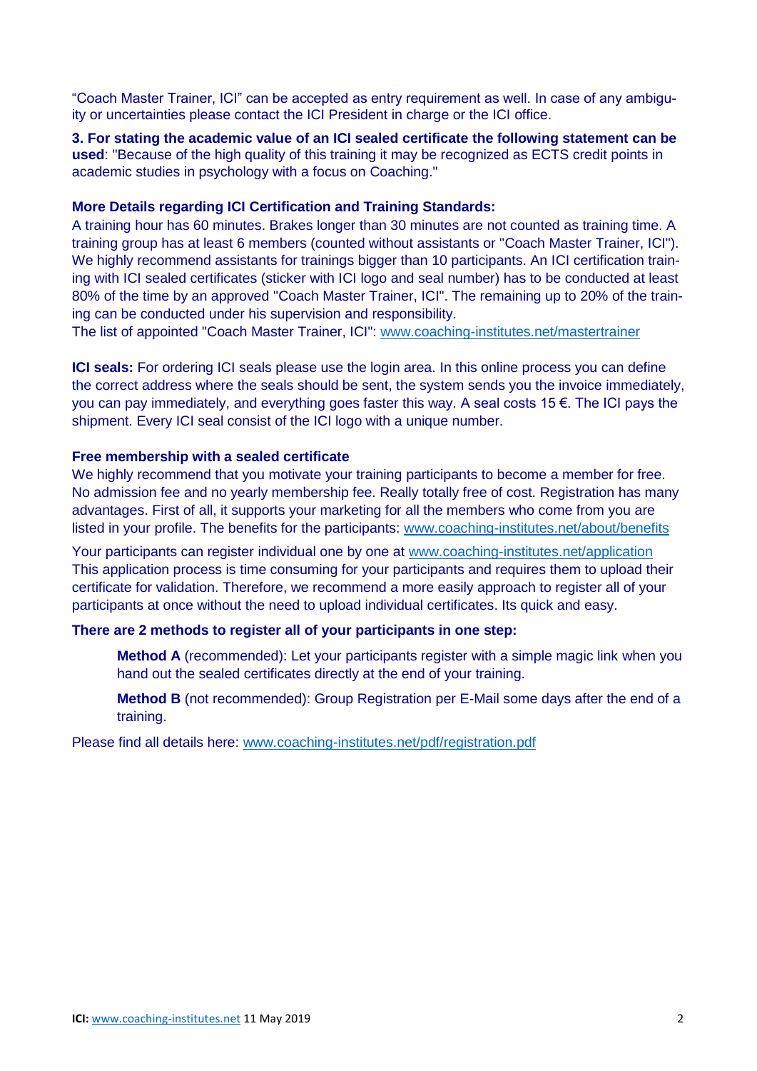"Coach Master Trainer, ICI" can be accepted as entry requirement as well. In case of any ambiguity or uncertainties please contact the ICI President in charge or the ICI office.

**3. For stating the academic value of an ICI sealed certificate the following statement can be used**: "Because of the high quality of this training it may be recognized as ECTS credit points in academic studies in psychology with a focus on Coaching."

**More Details regarding ICI Certification and Training Standards:**

A training hour has 60 minutes. Brakes longer than 30 minutes are not counted as training time. A training group has at least 6 members (counted without assistants or "Coach Master Trainer, ICI"). We highly recommend assistants for trainings bigger than 10 participants. An ICI certification training with ICI sealed certificates (sticker with ICI logo and seal number) has to be conducted at least 80% of the time by an approved "Coach Master Trainer, ICI". The remaining up to 20% of the training can be conducted under his supervision and responsibility.

The list of appointed "Coach Master Trainer, ICI": www.coaching-institutes.net/mastertrainer

**ICI seals:** For ordering ICI seals please use the login area. In this online process you can define the correct address where the seals should be sent, the system sends you the invoice immediately, you can pay immediately, and everything goes faster this way. A seal costs 15 €. The ICI pays the shipment. Every ICI seal consist of the ICI logo with a unique number.

**Free membership with a sealed certificate**

We highly recommend that you motivate your training participants to become a member for free. No admission fee and no yearly membership fee. Really totally free of cost. Registration has many advantages. First of all, it supports your marketing for all the members who come from you are listed in your profile. The benefits for the participants: www.coaching-institutes.net/about/benefits

Your participants can register individual one by one at www.coaching-institutes.net/application
This application process is time consuming for your participants and requires them to upload their certificate for validation. Therefore, we recommend a more easily approach to register all of your participants at once without the need to upload individual certificates. Its quick and easy.

**There are 2 methods to register all of your participants in one step:**

> **Method A** (recommended): Let your participants register with a simple magic link when you hand out the sealed certificates directly at the end of your training.
>
> **Method B** (not recommended): Group Registration per E-Mail some days after the end of a training.

Please find all details here: www.coaching-institutes.net/pdf/registration.pdf